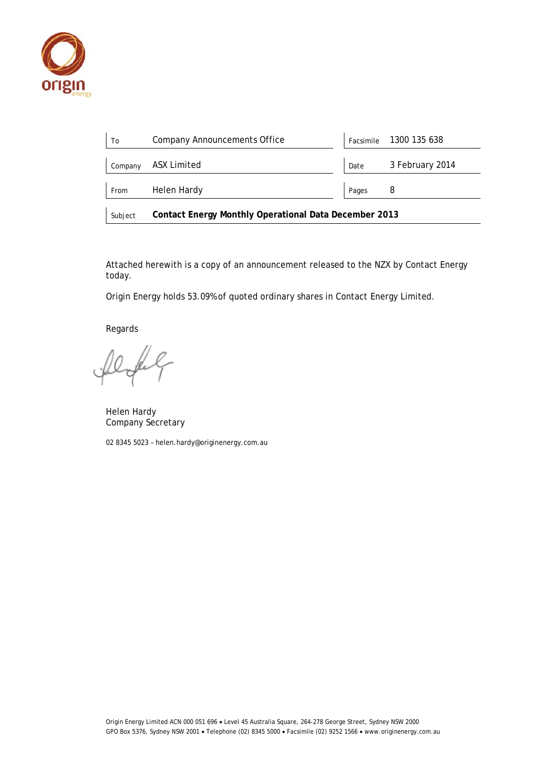| To | Company Announcements Office | Facsimile | 1300 135 638 |
|---|---|---|---|
| Company | ASX Limited | Date | 3 February 2014 |
| From | Helen Hardy | Pages | 8 |
| Subject | **Contact Energy Monthly Operational Data December 2013** | | |

Attached herewith is a copy of an announcement released to the NZX by Contact Energy today.

Origin Energy holds 53.09% of quoted ordinary shares in Contact Energy Limited.

Regards

Helen Hardy
Company Secretary

02 8345 5023 – helen.hardy@originenergy.com.au

Origin Energy Limited ACN 000 051 696 • Level 45 Australia Square, 264-278 George Street, Sydney NSW 2000
GPO Box 5376, Sydney NSW 2001 • Telephone (02) 8345 5000 • Facsimile (02) 9252 1566 • www.originenergy.com.au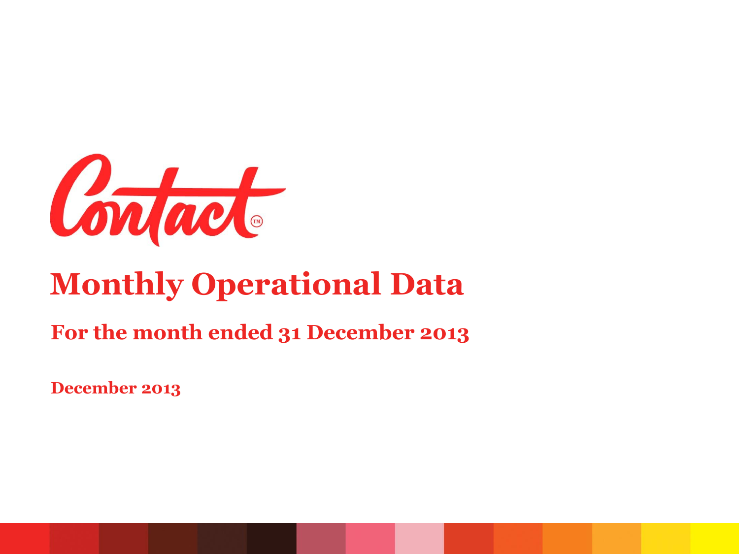Contact

# Monthly Operational Data

## For the month ended 31 December 2013

**December 2013**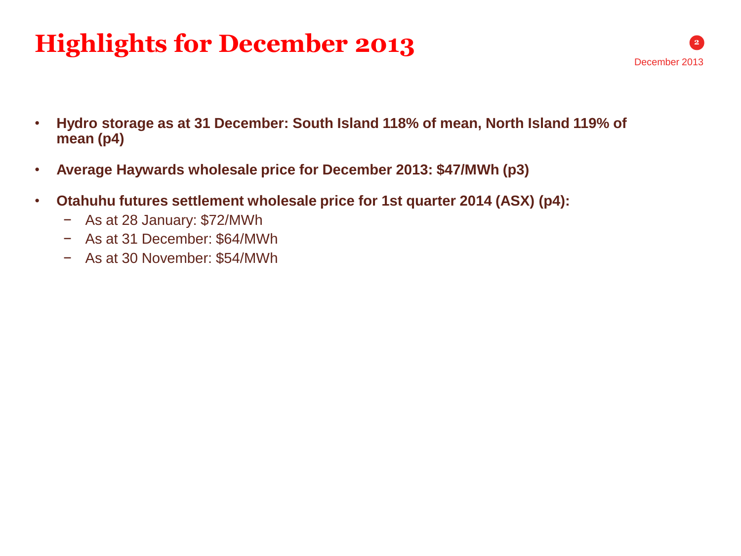# Highlights for December 2013

- **Hydro storage as at 31 December: South Island 118% of mean, North Island 119% of mean (p4)**
- **Average Haywards wholesale price for December 2013: $47/MWh (p3)**
- **Otahuhu futures settlement wholesale price for 1st quarter 2014 (ASX) (p4):**
  - As at 28 January: $72/MWh
  - As at 31 December: $64/MWh
  - As at 30 November: $54/MWh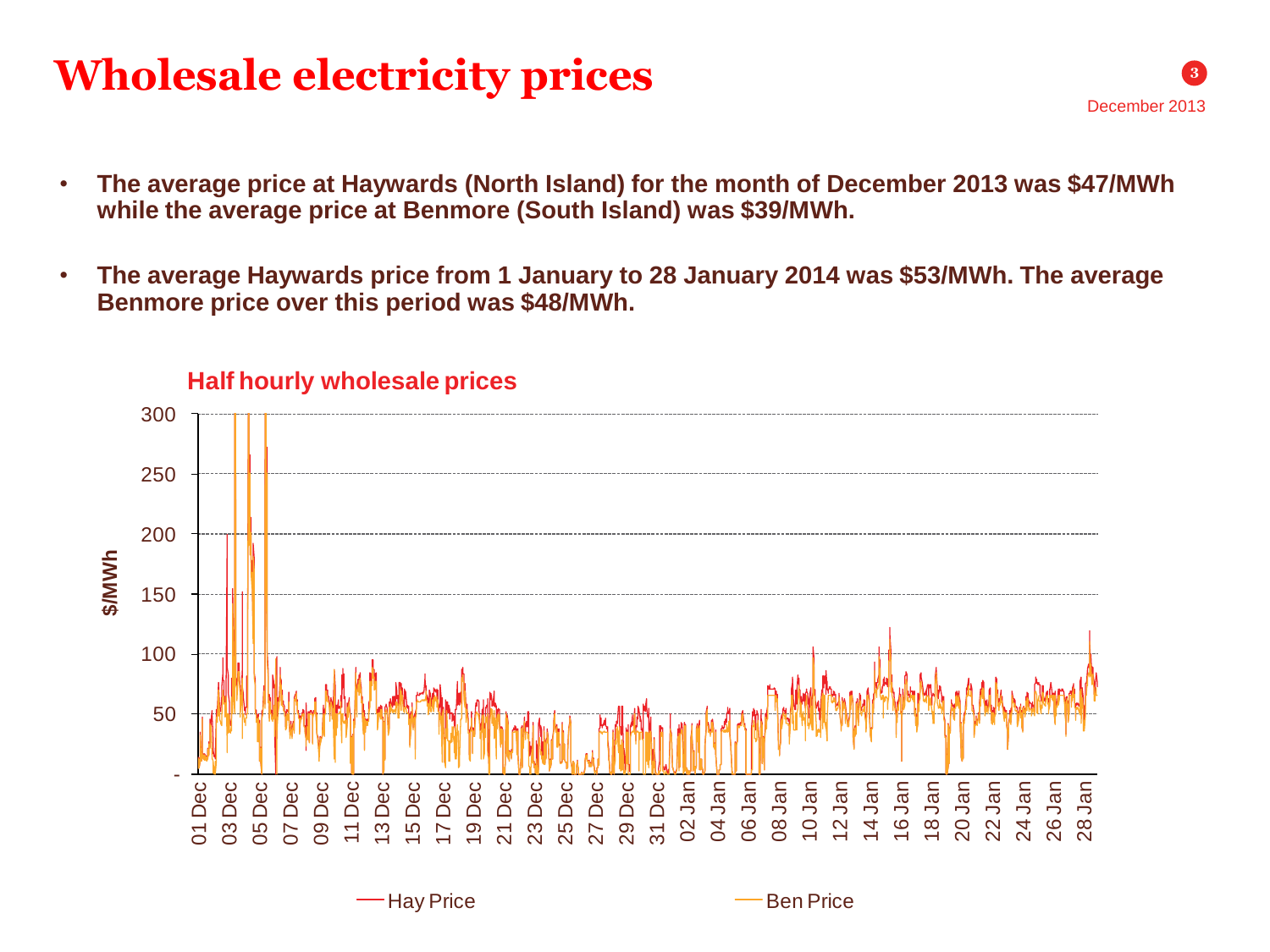# Wholesale electricity prices

December 2013

- **The average price at Haywards (North Island) for the month of December 2013 was $47/MWh while the average price at Benmore (South Island) was $39/MWh.**
- **The average Haywards price from 1 January to 28 January 2014 was $53/MWh. The average Benmore price over this period was $48/MWh.**

**Half hourly wholesale prices**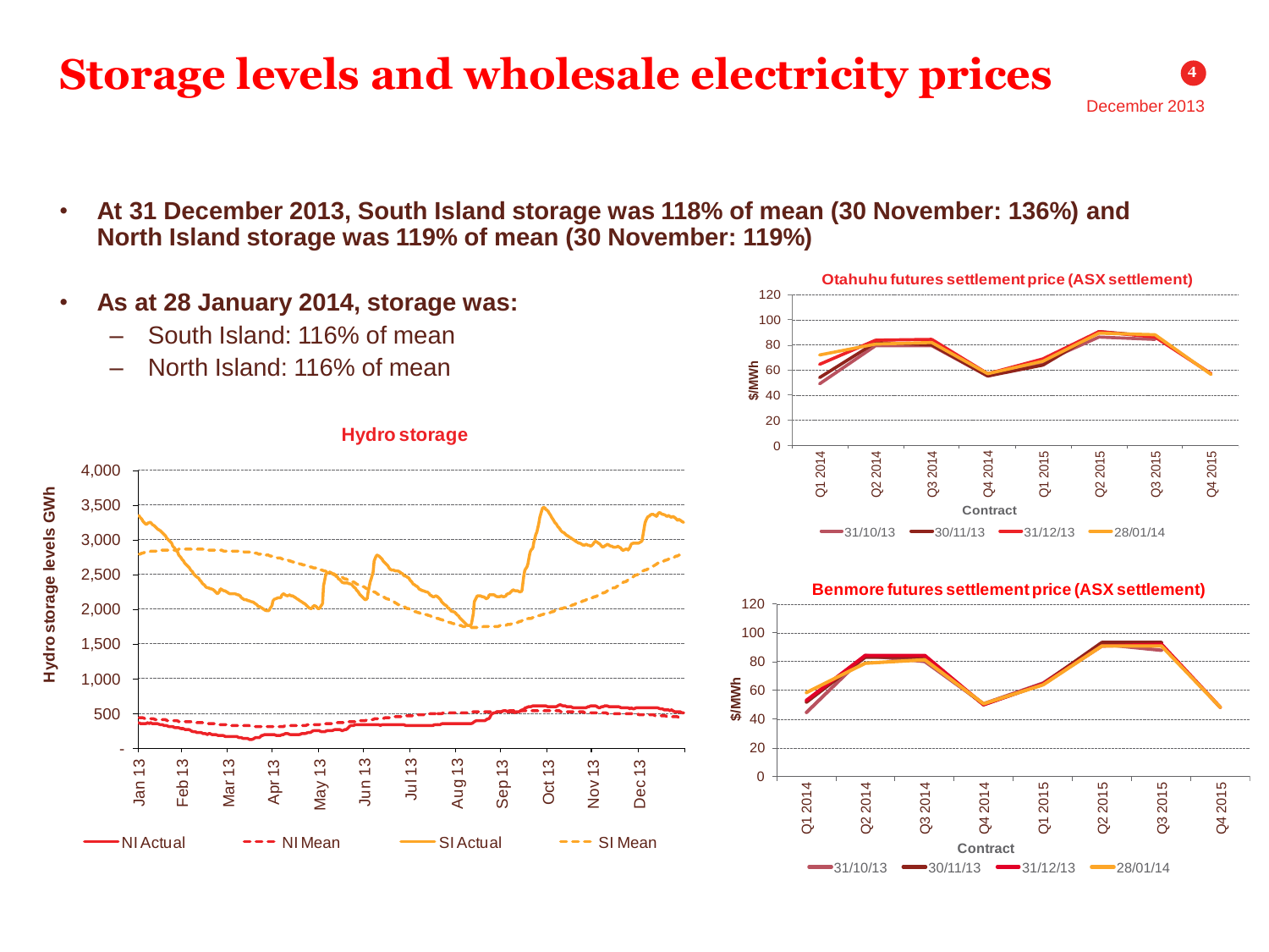# Storage levels and wholesale electricity prices

December 2013

- **At 31 December 2013, South Island storage was 118% of mean (30 November: 136%) and North Island storage was 119% of mean (30 November: 119%)**
- **As at 28 January 2014, storage was:**
  - South Island: 116% of mean
  - North Island: 116% of mean

**Hydro storage**

Hydro storage levels GWh

Legend: NI Actual, NI Mean, SI Actual, SI Mean

**Otahuhu futures settlement price (ASX settlement)**

$/MWh by Contract (Q1 2014 – Q4 2015)

Legend: 31/10/13, 30/11/13, 31/12/13, 28/01/14

**Benmore futures settlement price (ASX settlement)**

$/MWh by Contract (Q1 2014 – Q4 2015)

Legend: 31/10/13, 30/11/13, 31/12/13, 28/01/14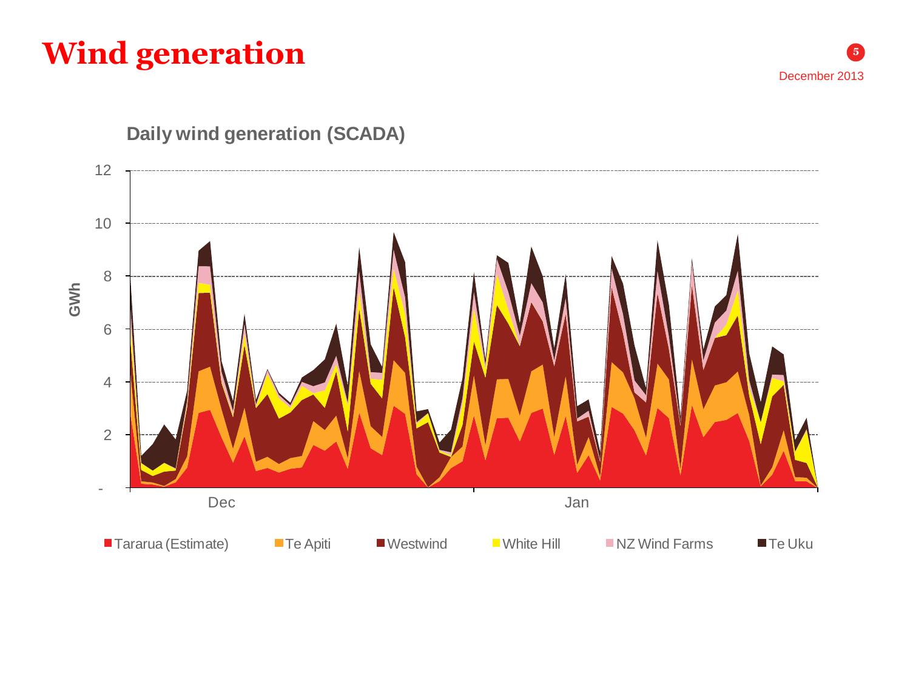# Wind generation

December 2013

## Daily wind generation (SCADA)

GWh

12
10
8
6
4
2
-

Dec    Jan

Tararua (Estimate)   Te Apiti   Westwind   White Hill   NZ Wind Farms   Te Uku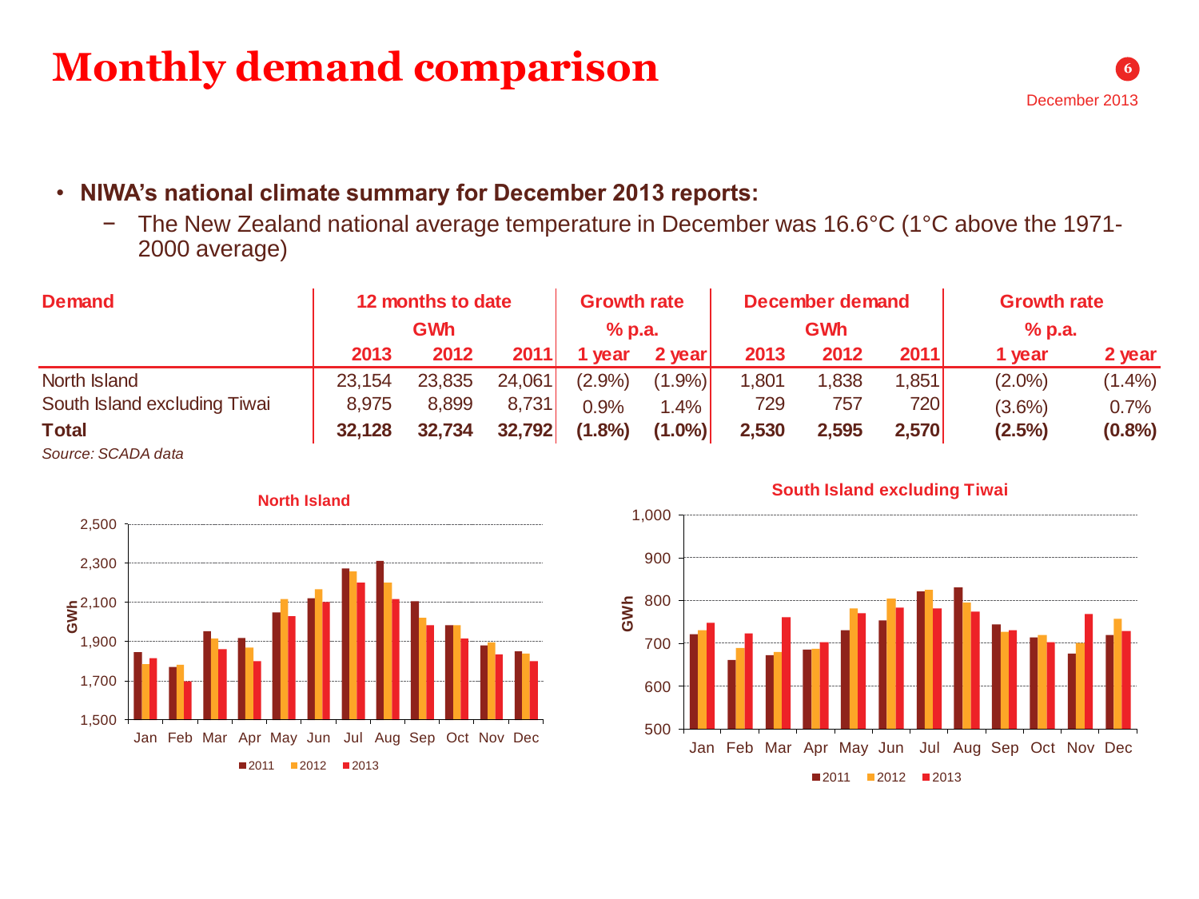# Monthly demand comparison

December 2013

- **NIWA's national climate summary for December 2013 reports:**
  - The New Zealand national average temperature in December was 16.6°C (1°C above the 1971-2000 average)

| Demand | 12 months to date GWh | | | Growth rate % p.a. | | December demand GWh | | | Growth rate % p.a. | |
|---|---|---|---|---|---|---|---|---|---|---|
| | 2013 | 2012 | 2011 | 1 year | 2 year | 2013 | 2012 | 2011 | 1 year | 2 year |
| North Island | 23,154 | 23,835 | 24,061 | (2.9%) | (1.9%) | 1,801 | 1,838 | 1,851 | (2.0%) | (1.4%) |
| South Island excluding Tiwai | 8,975 | 8,899 | 8,731 | 0.9% | 1.4% | 729 | 757 | 720 | (3.6%) | 0.7% |
| **Total** | **32,128** | **32,734** | **32,792** | **(1.8%)** | **(1.0%)** | **2,530** | **2,595** | **2,570** | **(2.5%)** | **(0.8%)** |

*Source: SCADA data*

**North Island**

**South Island excluding Tiwai**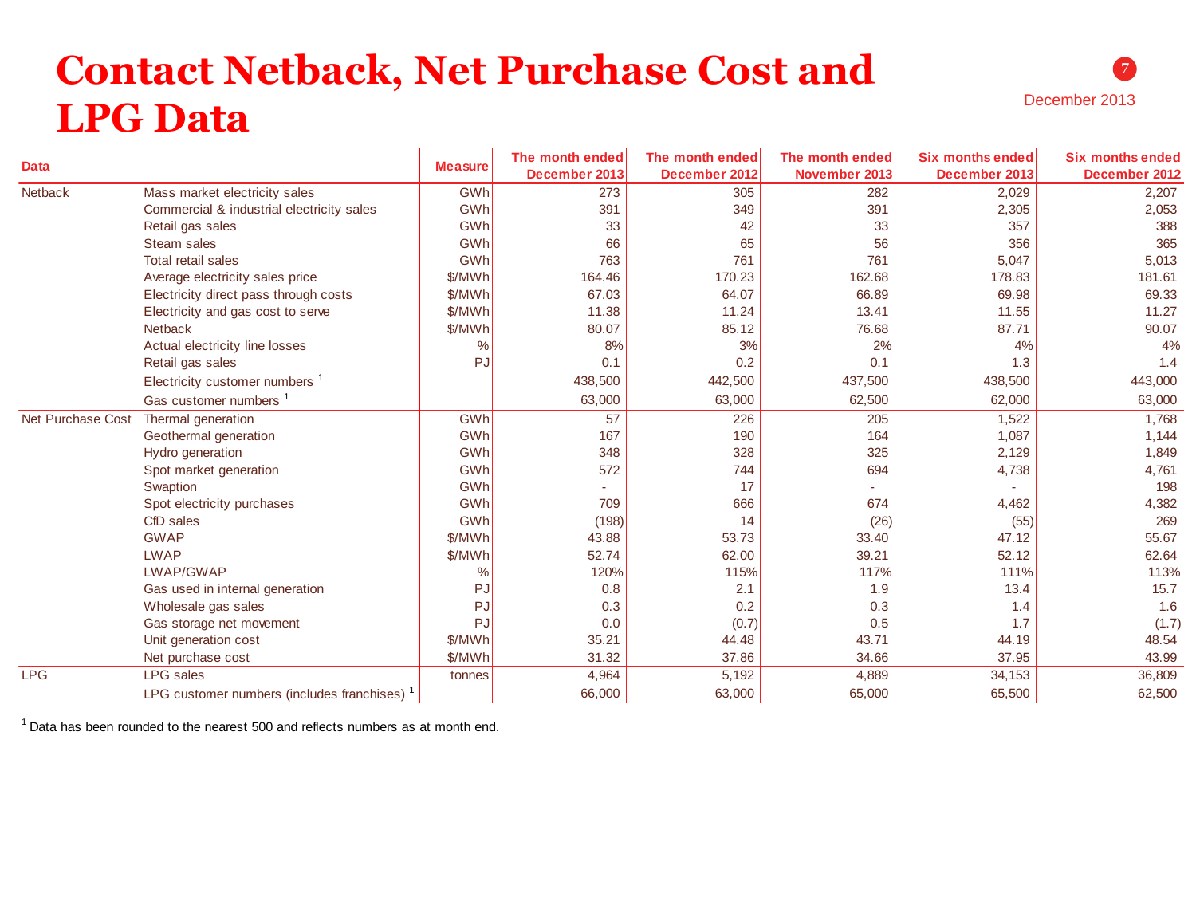# Contact Netback, Net Purchase Cost and LPG Data

December 2013

| Data | | Measure | The month ended December 2013 | The month ended December 2012 | The month ended November 2013 | Six months ended December 2013 | Six months ended December 2012 |
|---|---|---|---|---|---|---|---|
| Netback | Mass market electricity sales | GWh | 273 | 305 | 282 | 2,029 | 2,207 |
| | Commercial & industrial electricity sales | GWh | 391 | 349 | 391 | 2,305 | 2,053 |
| | Retail gas sales | GWh | 33 | 42 | 33 | 357 | 388 |
| | Steam sales | GWh | 66 | 65 | 56 | 356 | 365 |
| | Total retail sales | GWh | 763 | 761 | 761 | 5,047 | 5,013 |
| | Average electricity sales price | $/MWh | 164.46 | 170.23 | 162.68 | 178.83 | 181.61 |
| | Electricity direct pass through costs | $/MWh | 67.03 | 64.07 | 66.89 | 69.98 | 69.33 |
| | Electricity and gas cost to serve | $/MWh | 11.38 | 11.24 | 13.41 | 11.55 | 11.27 |
| | Netback | $/MWh | 80.07 | 85.12 | 76.68 | 87.71 | 90.07 |
| | Actual electricity line losses | % | 8% | 3% | 2% | 4% | 4% |
| | Retail gas sales | PJ | 0.1 | 0.2 | 0.1 | 1.3 | 1.4 |
| | Electricity customer numbers [1] | | 438,500 | 442,500 | 437,500 | 438,500 | 443,000 |
| | Gas customer numbers [1] | | 63,000 | 63,000 | 62,500 | 62,000 | 63,000 |
| Net Purchase Cost | Thermal generation | GWh | 57 | 226 | 205 | 1,522 | 1,768 |
| | Geothermal generation | GWh | 167 | 190 | 164 | 1,087 | 1,144 |
| | Hydro generation | GWh | 348 | 328 | 325 | 2,129 | 1,849 |
| | Spot market generation | GWh | 572 | 744 | 694 | 4,738 | 4,761 |
| | Swaption | GWh | - | 17 | - | - | 198 |
| | Spot electricity purchases | GWh | 709 | 666 | 674 | 4,462 | 4,382 |
| | CfD sales | GWh | (198) | 14 | (26) | (55) | 269 |
| | GWAP | $/MWh | 43.88 | 53.73 | 33.40 | 47.12 | 55.67 |
| | LWAP | $/MWh | 52.74 | 62.00 | 39.21 | 52.12 | 62.64 |
| | LWAP/GWAP | % | 120% | 115% | 117% | 111% | 113% |
| | Gas used in internal generation | PJ | 0.8 | 2.1 | 1.9 | 13.4 | 15.7 |
| | Wholesale gas sales | PJ | 0.3 | 0.2 | 0.3 | 1.4 | 1.6 |
| | Gas storage net movement | PJ | 0.0 | (0.7) | 0.5 | 1.7 | (1.7) |
| | Unit generation cost | $/MWh | 35.21 | 44.48 | 43.71 | 44.19 | 48.54 |
| | Net purchase cost | $/MWh | 31.32 | 37.86 | 34.66 | 37.95 | 43.99 |
| LPG | LPG sales | tonnes | 4,964 | 5,192 | 4,889 | 34,153 | 36,809 |
| | LPG customer numbers (includes franchises) [1] | | 66,000 | 63,000 | 65,000 | 65,500 | 62,500 |

[1] Data has been rounded to the nearest 500 and reflects numbers as at month end.